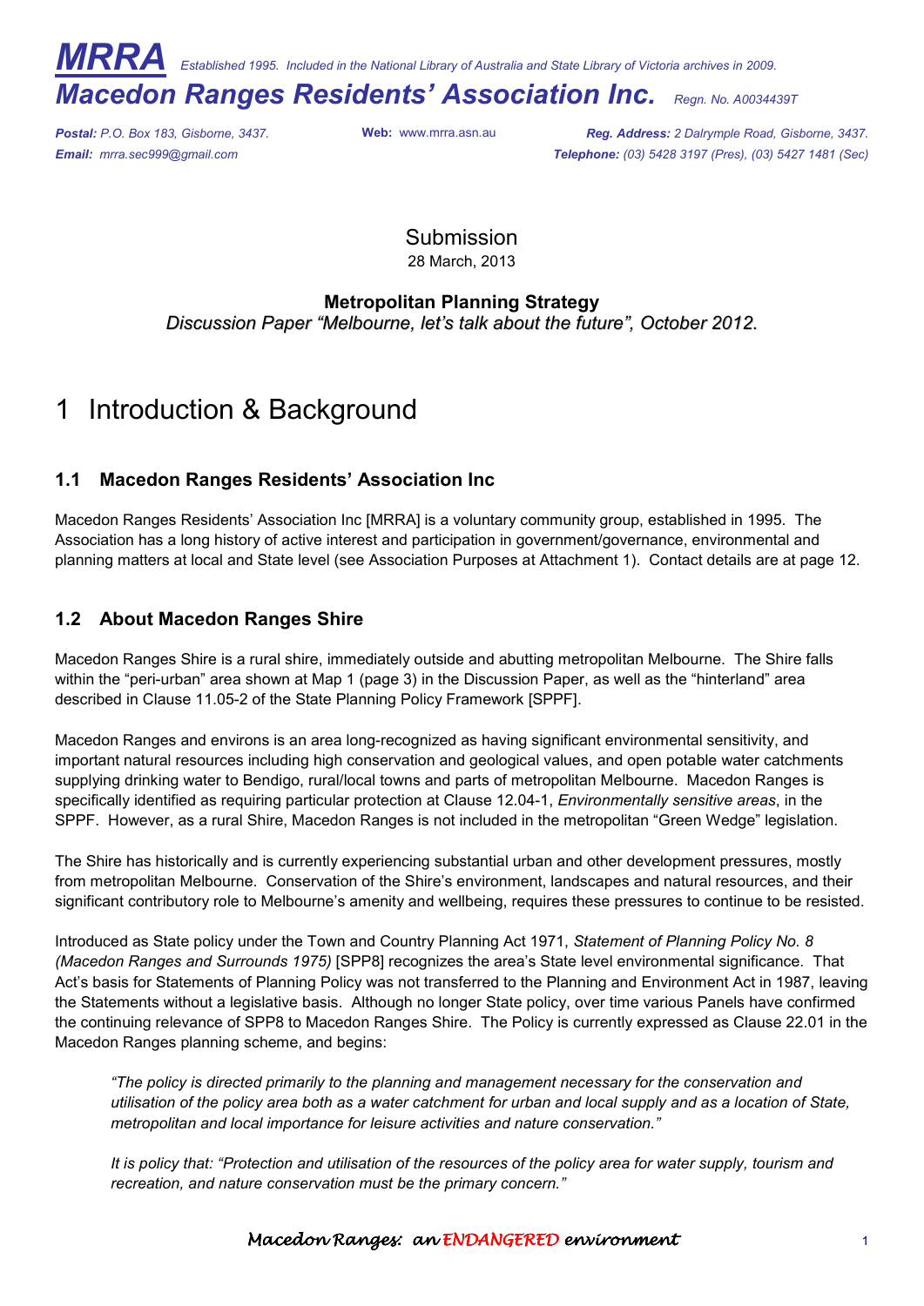**MRRA** *Established 1995. Included in the National Library of Australia and State Library of Victoria archives in 2009.*

**Macedon Ranges Residents' Association Inc.** *Regn. No. A0034439T*

***Postal:*** *P.O. Box 183, Gisborne, 3437.* **Web:** www.mrra.asn.au ***Reg. Address:*** *2 Dalrymple Road, Gisborne, 3437.*
***Email:*** *mrra.sec999@gmail.com* ***Telephone:*** *(03) 5428 3197 (Pres), (03) 5427 1481 (Sec)*

Submission
28 March, 2013

**Metropolitan Planning Strategy**
*Discussion Paper "Melbourne, let's talk about the future", October 2012.*

# 1 Introduction & Background

## 1.1 Macedon Ranges Residents' Association Inc

Macedon Ranges Residents' Association Inc [MRRA] is a voluntary community group, established in 1995. The Association has a long history of active interest and participation in government/governance, environmental and planning matters at local and State level (see Association Purposes at Attachment 1). Contact details are at page 12.

## 1.2 About Macedon Ranges Shire

Macedon Ranges Shire is a rural shire, immediately outside and abutting metropolitan Melbourne. The Shire falls within the "peri-urban" area shown at Map 1 (page 3) in the Discussion Paper, as well as the "hinterland" area described in Clause 11.05-2 of the State Planning Policy Framework [SPPF].

Macedon Ranges and environs is an area long-recognized as having significant environmental sensitivity, and important natural resources including high conservation and geological values, and open potable water catchments supplying drinking water to Bendigo, rural/local towns and parts of metropolitan Melbourne. Macedon Ranges is specifically identified as requiring particular protection at Clause 12.04-1, *Environmentally sensitive areas*, in the SPPF. However, as a rural Shire, Macedon Ranges is not included in the metropolitan "Green Wedge" legislation.

The Shire has historically and is currently experiencing substantial urban and other development pressures, mostly from metropolitan Melbourne. Conservation of the Shire's environment, landscapes and natural resources, and their significant contributory role to Melbourne's amenity and wellbeing, requires these pressures to continue to be resisted.

Introduced as State policy under the Town and Country Planning Act 1971, *Statement of Planning Policy No. 8 (Macedon Ranges and Surrounds 1975)* [SPP8] recognizes the area's State level environmental significance. That Act's basis for Statements of Planning Policy was not transferred to the Planning and Environment Act in 1987, leaving the Statements without a legislative basis. Although no longer State policy, over time various Panels have confirmed the continuing relevance of SPP8 to Macedon Ranges Shire. The Policy is currently expressed as Clause 22.01 in the Macedon Ranges planning scheme, and begins:

> *"The policy is directed primarily to the planning and management necessary for the conservation and utilisation of the policy area both as a water catchment for urban and local supply and as a location of State, metropolitan and local importance for leisure activities and nature conservation."*
>
> *It is policy that: "Protection and utilisation of the resources of the policy area for water supply, tourism and recreation, and nature conservation must be the primary concern."*

*Macedon Ranges: an ENDANGERED environment*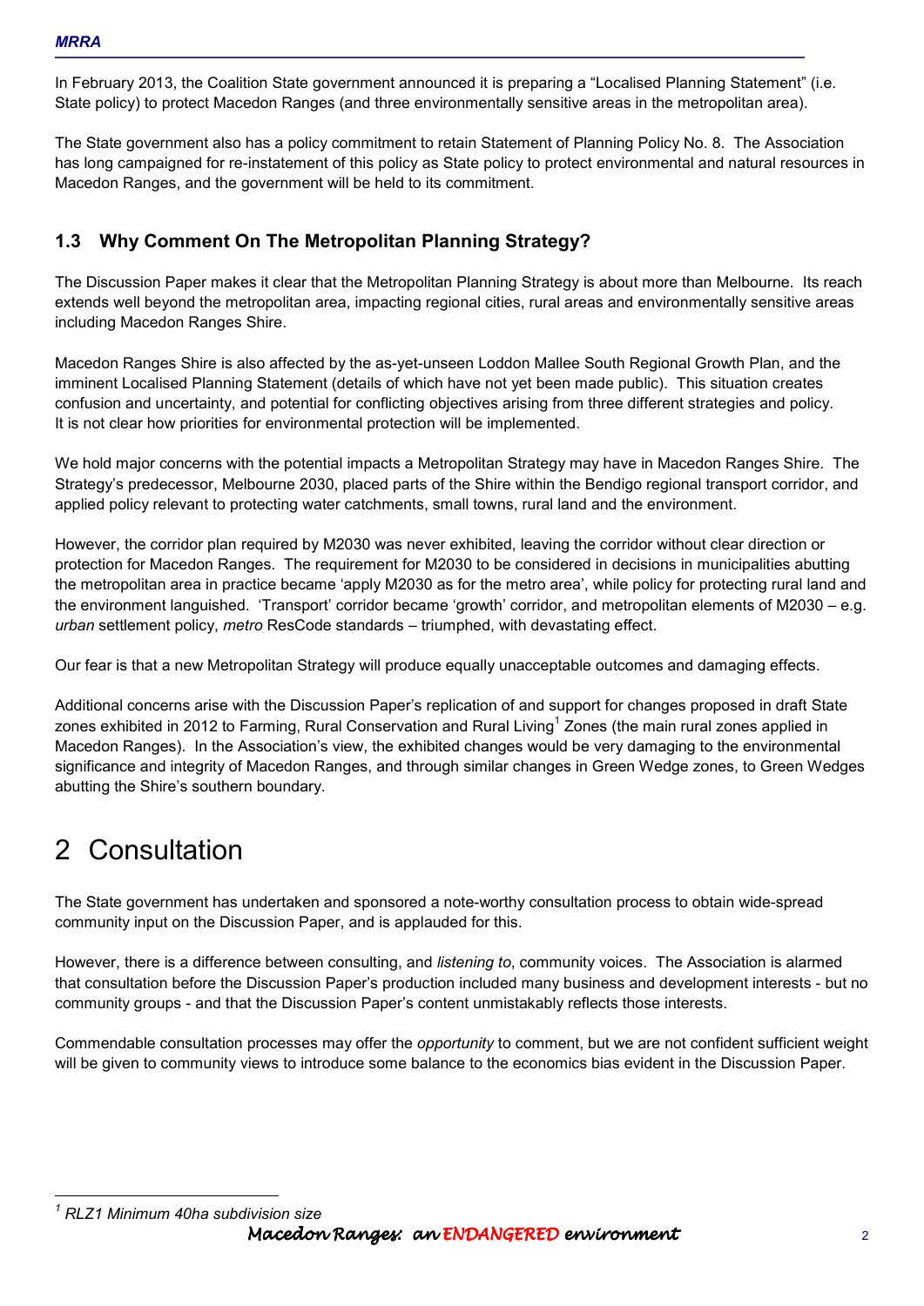In February 2013, the Coalition State government announced it is preparing a "Localised Planning Statement" (i.e. State policy) to protect Macedon Ranges (and three environmentally sensitive areas in the metropolitan area).

The State government also has a policy commitment to retain Statement of Planning Policy No. 8. The Association has long campaigned for re-instatement of this policy as State policy to protect environmental and natural resources in Macedon Ranges, and the government will be held to its commitment.

### 1.3 Why Comment On The Metropolitan Planning Strategy?

The Discussion Paper makes it clear that the Metropolitan Planning Strategy is about more than Melbourne. Its reach extends well beyond the metropolitan area, impacting regional cities, rural areas and environmentally sensitive areas including Macedon Ranges Shire.

Macedon Ranges Shire is also affected by the as-yet-unseen Loddon Mallee South Regional Growth Plan, and the imminent Localised Planning Statement (details of which have not yet been made public). This situation creates confusion and uncertainty, and potential for conflicting objectives arising from three different strategies and policy. It is not clear how priorities for environmental protection will be implemented.

We hold major concerns with the potential impacts a Metropolitan Strategy may have in Macedon Ranges Shire. The Strategy's predecessor, Melbourne 2030, placed parts of the Shire within the Bendigo regional transport corridor, and applied policy relevant to protecting water catchments, small towns, rural land and the environment.

However, the corridor plan required by M2030 was never exhibited, leaving the corridor without clear direction or protection for Macedon Ranges. The requirement for M2030 to be considered in decisions in municipalities abutting the metropolitan area in practice became 'apply M2030 as for the metro area', while policy for protecting rural land and the environment languished. 'Transport' corridor became 'growth' corridor, and metropolitan elements of M2030 – e.g. *urban* settlement policy, *metro* ResCode standards – triumphed, with devastating effect.

Our fear is that a new Metropolitan Strategy will produce equally unacceptable outcomes and damaging effects.

Additional concerns arise with the Discussion Paper's replication of and support for changes proposed in draft State zones exhibited in 2012 to Farming, Rural Conservation and Rural Living[1] Zones (the main rural zones applied in Macedon Ranges). In the Association's view, the exhibited changes would be very damaging to the environmental significance and integrity of Macedon Ranges, and through similar changes in Green Wedge zones, to Green Wedges abutting the Shire's southern boundary.

# 2 Consultation

The State government has undertaken and sponsored a note-worthy consultation process to obtain wide-spread community input on the Discussion Paper, and is applauded for this.

However, there is a difference between consulting, and *listening to*, community voices. The Association is alarmed that consultation before the Discussion Paper's production included many business and development interests - but no community groups - and that the Discussion Paper's content unmistakably reflects those interests.

Commendable consultation processes may offer the *opportunity* to comment, but we are not confident sufficient weight will be given to community views to introduce some balance to the economics bias evident in the Discussion Paper.

---

[1] *RLZ1 Minimum 40ha subdivision size*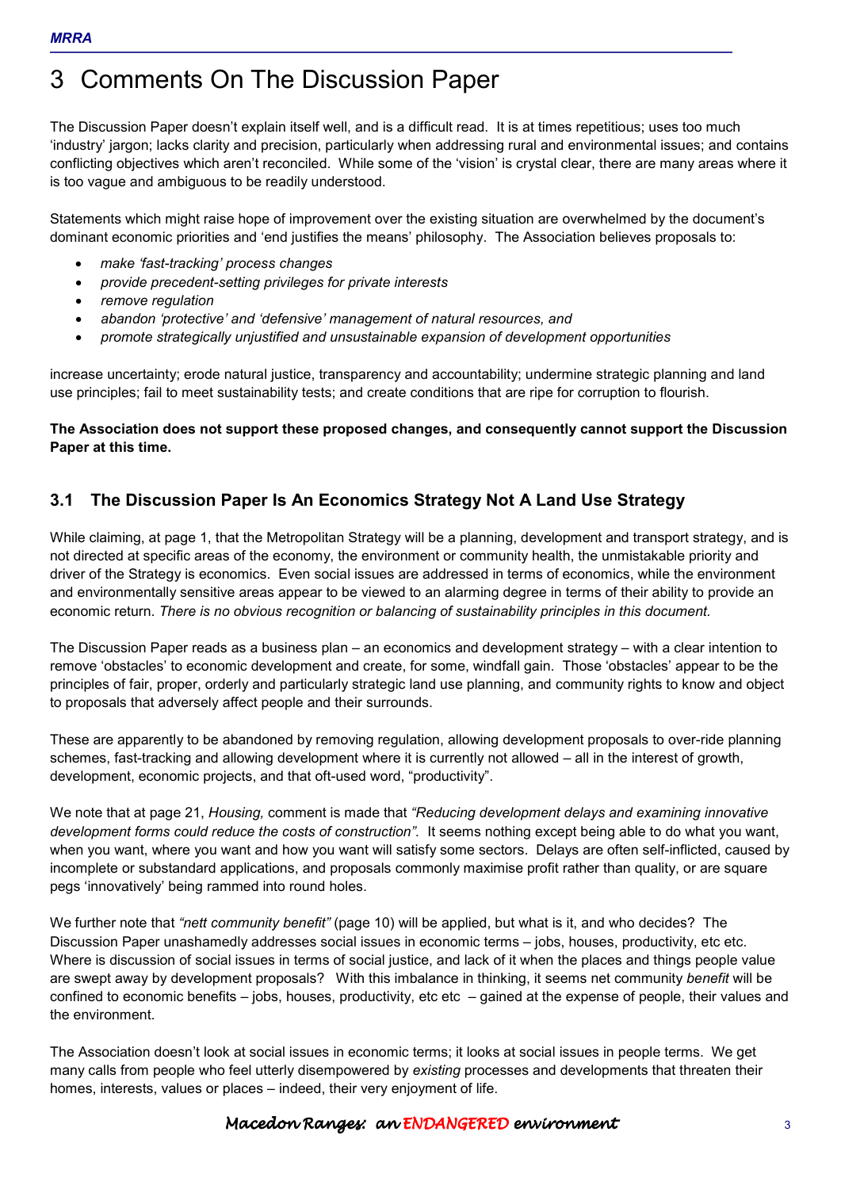# 3 Comments On The Discussion Paper

The Discussion Paper doesn't explain itself well, and is a difficult read. It is at times repetitious; uses too much 'industry' jargon; lacks clarity and precision, particularly when addressing rural and environmental issues; and contains conflicting objectives which aren't reconciled. While some of the 'vision' is crystal clear, there are many areas where it is too vague and ambiguous to be readily understood.

Statements which might raise hope of improvement over the existing situation are overwhelmed by the document's dominant economic priorities and 'end justifies the means' philosophy. The Association believes proposals to:

- *make 'fast-tracking' process changes*
- *provide precedent-setting privileges for private interests*
- *remove regulation*
- *abandon 'protective' and 'defensive' management of natural resources, and*
- *promote strategically unjustified and unsustainable expansion of development opportunities*

increase uncertainty; erode natural justice, transparency and accountability; undermine strategic planning and land use principles; fail to meet sustainability tests; and create conditions that are ripe for corruption to flourish.

**The Association does not support these proposed changes, and consequently cannot support the Discussion Paper at this time.**

## 3.1 The Discussion Paper Is An Economics Strategy Not A Land Use Strategy

While claiming, at page 1, that the Metropolitan Strategy will be a planning, development and transport strategy, and is not directed at specific areas of the economy, the environment or community health, the unmistakable priority and driver of the Strategy is economics. Even social issues are addressed in terms of economics, while the environment and environmentally sensitive areas appear to be viewed to an alarming degree in terms of their ability to provide an economic return. *There is no obvious recognition or balancing of sustainability principles in this document.*

The Discussion Paper reads as a business plan – an economics and development strategy – with a clear intention to remove 'obstacles' to economic development and create, for some, windfall gain. Those 'obstacles' appear to be the principles of fair, proper, orderly and particularly strategic land use planning, and community rights to know and object to proposals that adversely affect people and their surrounds.

These are apparently to be abandoned by removing regulation, allowing development proposals to over-ride planning schemes, fast-tracking and allowing development where it is currently not allowed – all in the interest of growth, development, economic projects, and that oft-used word, "productivity".

We note that at page 21, *Housing,* comment is made that *"Reducing development delays and examining innovative development forms could reduce the costs of construction".* It seems nothing except being able to do what you want, when you want, where you want and how you want will satisfy some sectors. Delays are often self-inflicted, caused by incomplete or substandard applications, and proposals commonly maximise profit rather than quality, or are square pegs 'innovatively' being rammed into round holes.

We further note that *"nett community benefit"* (page 10) will be applied, but what is it, and who decides? The Discussion Paper unashamedly addresses social issues in economic terms – jobs, houses, productivity, etc etc. Where is discussion of social issues in terms of social justice, and lack of it when the places and things people value are swept away by development proposals? With this imbalance in thinking, it seems net community *benefit* will be confined to economic benefits – jobs, houses, productivity, etc etc – gained at the expense of people, their values and the environment.

The Association doesn't look at social issues in economic terms; it looks at social issues in people terms. We get many calls from people who feel utterly disempowered by *existing* processes and developments that threaten their homes, interests, values or places – indeed, their very enjoyment of life.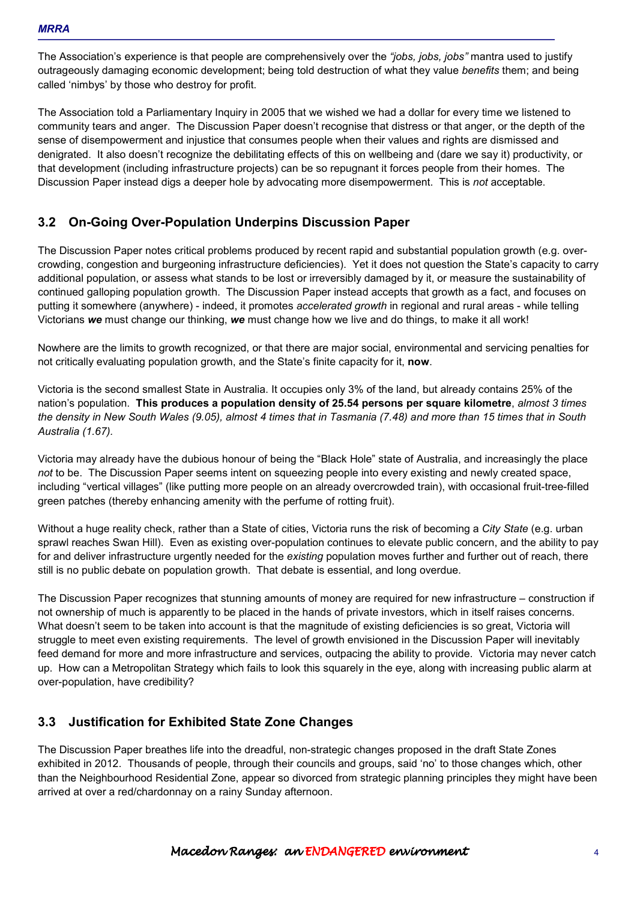The Association's experience is that people are comprehensively over the *"jobs, jobs, jobs"* mantra used to justify outrageously damaging economic development; being told destruction of what they value *benefits* them; and being called 'nimbys' by those who destroy for profit.

The Association told a Parliamentary Inquiry in 2005 that we wished we had a dollar for every time we listened to community tears and anger. The Discussion Paper doesn't recognise that distress or that anger, or the depth of the sense of disempowerment and injustice that consumes people when their values and rights are dismissed and denigrated. It also doesn't recognize the debilitating effects of this on wellbeing and (dare we say it) productivity, or that development (including infrastructure projects) can be so repugnant it forces people from their homes. The Discussion Paper instead digs a deeper hole by advocating more disempowerment. This is *not* acceptable.

## 3.2 On-Going Over-Population Underpins Discussion Paper

The Discussion Paper notes critical problems produced by recent rapid and substantial population growth (e.g. over-crowding, congestion and burgeoning infrastructure deficiencies). Yet it does not question the State's capacity to carry additional population, or assess what stands to be lost or irreversibly damaged by it, or measure the sustainability of continued galloping population growth. The Discussion Paper instead accepts that growth as a fact, and focuses on putting it somewhere (anywhere) - indeed, it promotes *accelerated growth* in regional and rural areas - while telling Victorians ***we*** must change our thinking, ***we*** must change how we live and do things, to make it all work!

Nowhere are the limits to growth recognized, or that there are major social, environmental and servicing penalties for not critically evaluating population growth, and the State's finite capacity for it, **now**.

Victoria is the second smallest State in Australia. It occupies only 3% of the land, but already contains 25% of the nation's population. **This produces a population density of 25.54 persons per square kilometre**, *almost 3 times the density in New South Wales (9.05), almost 4 times that in Tasmania (7.48) and more than 15 times that in South Australia (1.67).*

Victoria may already have the dubious honour of being the "Black Hole" state of Australia, and increasingly the place *not* to be. The Discussion Paper seems intent on squeezing people into every existing and newly created space, including "vertical villages" (like putting more people on an already overcrowded train), with occasional fruit-tree-filled green patches (thereby enhancing amenity with the perfume of rotting fruit).

Without a huge reality check, rather than a State of cities, Victoria runs the risk of becoming a *City State* (e.g. urban sprawl reaches Swan Hill). Even as existing over-population continues to elevate public concern, and the ability to pay for and deliver infrastructure urgently needed for the *existing* population moves further and further out of reach, there still is no public debate on population growth. That debate is essential, and long overdue.

The Discussion Paper recognizes that stunning amounts of money are required for new infrastructure – construction if not ownership of much is apparently to be placed in the hands of private investors, which in itself raises concerns. What doesn't seem to be taken into account is that the magnitude of existing deficiencies is so great, Victoria will struggle to meet even existing requirements. The level of growth envisioned in the Discussion Paper will inevitably feed demand for more and more infrastructure and services, outpacing the ability to provide. Victoria may never catch up. How can a Metropolitan Strategy which fails to look this squarely in the eye, along with increasing public alarm at over-population, have credibility?

## 3.3 Justification for Exhibited State Zone Changes

The Discussion Paper breathes life into the dreadful, non-strategic changes proposed in the draft State Zones exhibited in 2012. Thousands of people, through their councils and groups, said 'no' to those changes which, other than the Neighbourhood Residential Zone, appear so divorced from strategic planning principles they might have been arrived at over a red/chardonnay on a rainy Sunday afternoon.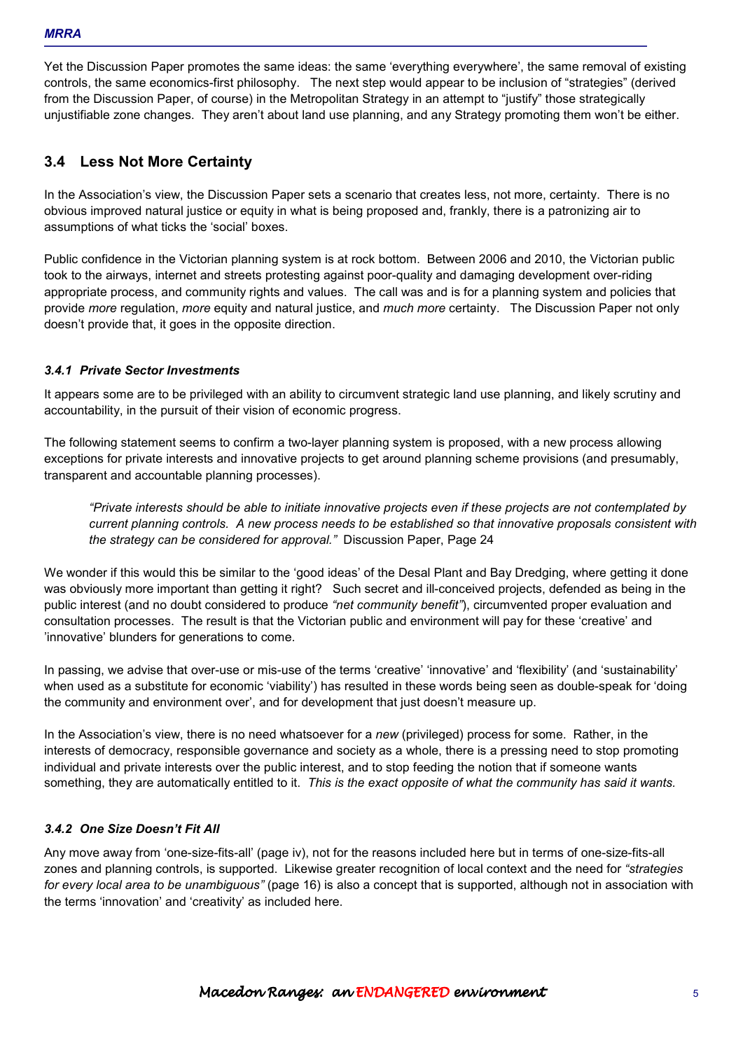Yet the Discussion Paper promotes the same ideas: the same 'everything everywhere', the same removal of existing controls, the same economics-first philosophy. The next step would appear to be inclusion of "strategies" (derived from the Discussion Paper, of course) in the Metropolitan Strategy in an attempt to "justify" those strategically unjustifiable zone changes. They aren't about land use planning, and any Strategy promoting them won't be either.

## 3.4 Less Not More Certainty

In the Association's view, the Discussion Paper sets a scenario that creates less, not more, certainty. There is no obvious improved natural justice or equity in what is being proposed and, frankly, there is a patronizing air to assumptions of what ticks the 'social' boxes.

Public confidence in the Victorian planning system is at rock bottom. Between 2006 and 2010, the Victorian public took to the airways, internet and streets protesting against poor-quality and damaging development over-riding appropriate process, and community rights and values. The call was and is for a planning system and policies that provide *more* regulation, *more* equity and natural justice, and *much more* certainty. The Discussion Paper not only doesn't provide that, it goes in the opposite direction.

### *3.4.1 Private Sector Investments*

It appears some are to be privileged with an ability to circumvent strategic land use planning, and likely scrutiny and accountability, in the pursuit of their vision of economic progress.

The following statement seems to confirm a two-layer planning system is proposed, with a new process allowing exceptions for private interests and innovative projects to get around planning scheme provisions (and presumably, transparent and accountable planning processes).

> *"Private interests should be able to initiate innovative projects even if these projects are not contemplated by current planning controls. A new process needs to be established so that innovative proposals consistent with the strategy can be considered for approval."* Discussion Paper, Page 24

We wonder if this would this be similar to the 'good ideas' of the Desal Plant and Bay Dredging, where getting it done was obviously more important than getting it right? Such secret and ill-conceived projects, defended as being in the public interest (and no doubt considered to produce *"net community benefit"*), circumvented proper evaluation and consultation processes. The result is that the Victorian public and environment will pay for these 'creative' and 'innovative' blunders for generations to come.

In passing, we advise that over-use or mis-use of the terms 'creative' 'innovative' and 'flexibility' (and 'sustainability' when used as a substitute for economic 'viability') has resulted in these words being seen as double-speak for 'doing the community and environment over', and for development that just doesn't measure up.

In the Association's view, there is no need whatsoever for a *new* (privileged) process for some. Rather, in the interests of democracy, responsible governance and society as a whole, there is a pressing need to stop promoting individual and private interests over the public interest, and to stop feeding the notion that if someone wants something, they are automatically entitled to it. *This is the exact opposite of what the community has said it wants.*

### *3.4.2 One Size Doesn't Fit All*

Any move away from 'one-size-fits-all' (page iv), not for the reasons included here but in terms of one-size-fits-all zones and planning controls, is supported. Likewise greater recognition of local context and the need for *"strategies for every local area to be unambiguous"* (page 16) is also a concept that is supported, although not in association with the terms 'innovation' and 'creativity' as included here.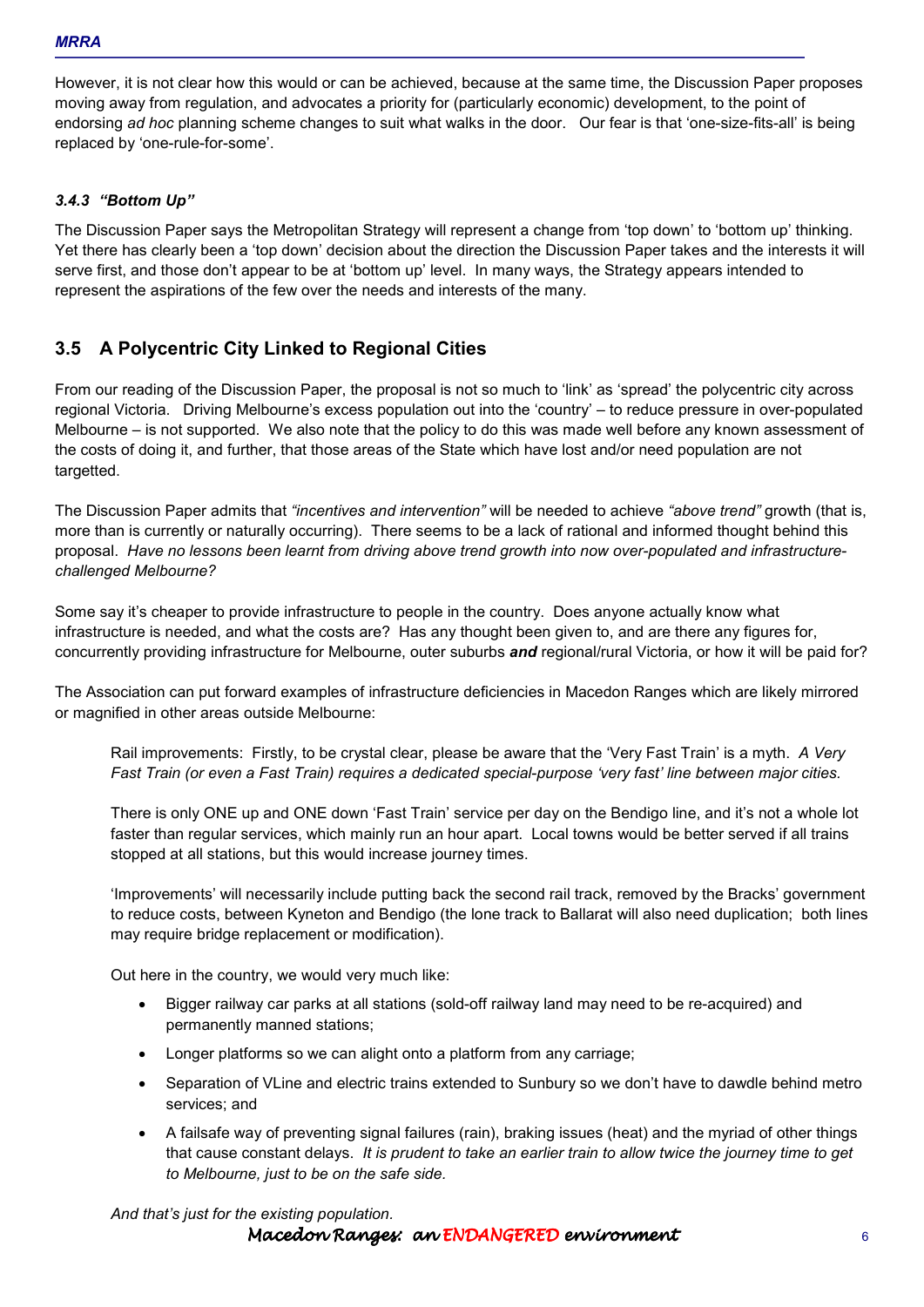However, it is not clear how this would or can be achieved, because at the same time, the Discussion Paper proposes moving away from regulation, and advocates a priority for (particularly economic) development, to the point of endorsing *ad hoc* planning scheme changes to suit what walks in the door. Our fear is that 'one-size-fits-all' is being replaced by 'one-rule-for-some'.

#### *3.4.3 "Bottom Up"*

The Discussion Paper says the Metropolitan Strategy will represent a change from 'top down' to 'bottom up' thinking. Yet there has clearly been a 'top down' decision about the direction the Discussion Paper takes and the interests it will serve first, and those don't appear to be at 'bottom up' level. In many ways, the Strategy appears intended to represent the aspirations of the few over the needs and interests of the many.

## 3.5 A Polycentric City Linked to Regional Cities

From our reading of the Discussion Paper, the proposal is not so much to 'link' as 'spread' the polycentric city across regional Victoria. Driving Melbourne's excess population out into the 'country' – to reduce pressure in over-populated Melbourne – is not supported. We also note that the policy to do this was made well before any known assessment of the costs of doing it, and further, that those areas of the State which have lost and/or need population are not targetted.

The Discussion Paper admits that *"incentives and intervention"* will be needed to achieve *"above trend"* growth (that is, more than is currently or naturally occurring). There seems to be a lack of rational and informed thought behind this proposal. *Have no lessons been learnt from driving above trend growth into now over-populated and infrastructure-challenged Melbourne?*

Some say it's cheaper to provide infrastructure to people in the country. Does anyone actually know what infrastructure is needed, and what the costs are? Has any thought been given to, and are there any figures for, concurrently providing infrastructure for Melbourne, outer suburbs ***and*** regional/rural Victoria, or how it will be paid for?

The Association can put forward examples of infrastructure deficiencies in Macedon Ranges which are likely mirrored or magnified in other areas outside Melbourne:

> Rail improvements: Firstly, to be crystal clear, please be aware that the 'Very Fast Train' is a myth. *A Very Fast Train (or even a Fast Train) requires a dedicated special-purpose 'very fast' line between major cities.*
>
> There is only ONE up and ONE down 'Fast Train' service per day on the Bendigo line, and it's not a whole lot faster than regular services, which mainly run an hour apart. Local towns would be better served if all trains stopped at all stations, but this would increase journey times.
>
> 'Improvements' will necessarily include putting back the second rail track, removed by the Bracks' government to reduce costs, between Kyneton and Bendigo (the lone track to Ballarat will also need duplication; both lines may require bridge replacement or modification).
>
> Out here in the country, we would very much like:
>
> - Bigger railway car parks at all stations (sold-off railway land may need to be re-acquired) and permanently manned stations;
> - Longer platforms so we can alight onto a platform from any carriage;
> - Separation of VLine and electric trains extended to Sunbury so we don't have to dawdle behind metro services; and
> - A failsafe way of preventing signal failures (rain), braking issues (heat) and the myriad of other things that cause constant delays. *It is prudent to take an earlier train to allow twice the journey time to get to Melbourne, just to be on the safe side.*
>
> *And that's just for the existing population.*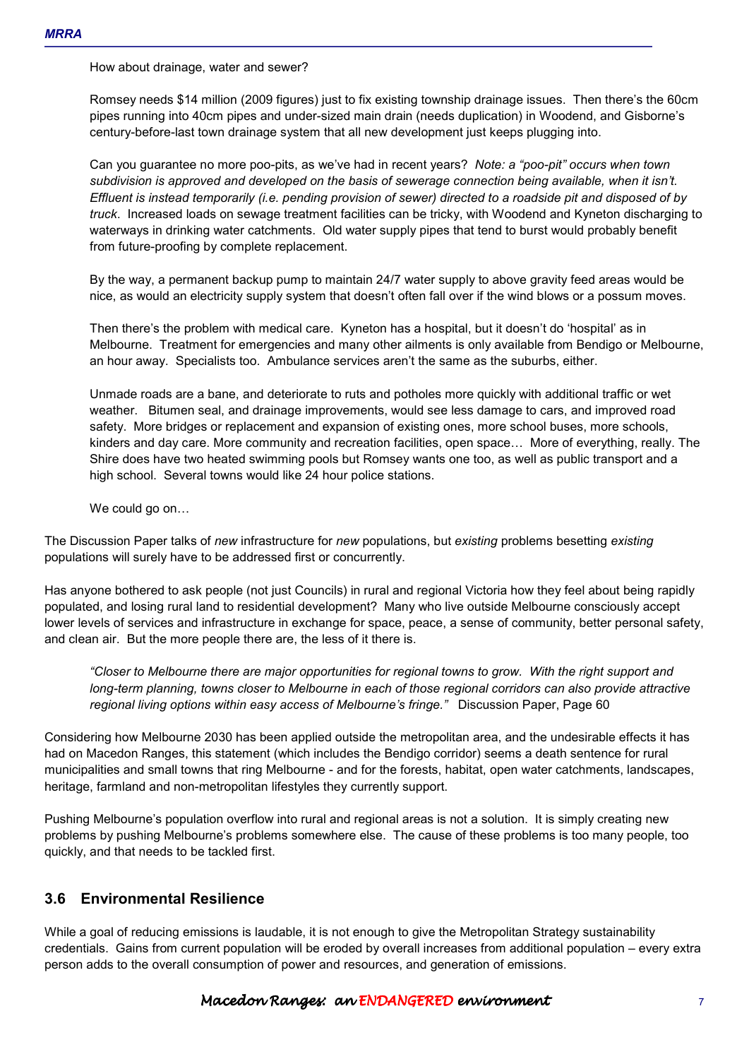> How about drainage, water and sewer?
>
> Romsey needs $14 million (2009 figures) just to fix existing township drainage issues. Then there's the 60cm pipes running into 40cm pipes and under-sized main drain (needs duplication) in Woodend, and Gisborne's century-before-last town drainage system that all new development just keeps plugging into.
>
> Can you guarantee no more poo-pits, as we've had in recent years? *Note: a "poo-pit" occurs when town subdivision is approved and developed on the basis of sewerage connection being available, when it isn't. Effluent is instead temporarily (i.e. pending provision of sewer) directed to a roadside pit and disposed of by truck.* Increased loads on sewage treatment facilities can be tricky, with Woodend and Kyneton discharging to waterways in drinking water catchments. Old water supply pipes that tend to burst would probably benefit from future-proofing by complete replacement.
>
> By the way, a permanent backup pump to maintain 24/7 water supply to above gravity feed areas would be nice, as would an electricity supply system that doesn't often fall over if the wind blows or a possum moves.
>
> Then there's the problem with medical care. Kyneton has a hospital, but it doesn't do 'hospital' as in Melbourne. Treatment for emergencies and many other ailments is only available from Bendigo or Melbourne, an hour away. Specialists too. Ambulance services aren't the same as the suburbs, either.
>
> Unmade roads are a bane, and deteriorate to ruts and potholes more quickly with additional traffic or wet weather. Bitumen seal, and drainage improvements, would see less damage to cars, and improved road safety. More bridges or replacement and expansion of existing ones, more school buses, more schools, kinders and day care. More community and recreation facilities, open space… More of everything, really. The Shire does have two heated swimming pools but Romsey wants one too, as well as public transport and a high school. Several towns would like 24 hour police stations.
>
> We could go on…

The Discussion Paper talks of *new* infrastructure for *new* populations, but *existing* problems besetting *existing* populations will surely have to be addressed first or concurrently.

Has anyone bothered to ask people (not just Councils) in rural and regional Victoria how they feel about being rapidly populated, and losing rural land to residential development? Many who live outside Melbourne consciously accept lower levels of services and infrastructure in exchange for space, peace, a sense of community, better personal safety, and clean air. But the more people there are, the less of it there is.

> *"Closer to Melbourne there are major opportunities for regional towns to grow. With the right support and long-term planning, towns closer to Melbourne in each of those regional corridors can also provide attractive regional living options within easy access of Melbourne's fringe."* Discussion Paper, Page 60

Considering how Melbourne 2030 has been applied outside the metropolitan area, and the undesirable effects it has had on Macedon Ranges, this statement (which includes the Bendigo corridor) seems a death sentence for rural municipalities and small towns that ring Melbourne - and for the forests, habitat, open water catchments, landscapes, heritage, farmland and non-metropolitan lifestyles they currently support.

Pushing Melbourne's population overflow into rural and regional areas is not a solution. It is simply creating new problems by pushing Melbourne's problems somewhere else. The cause of these problems is too many people, too quickly, and that needs to be tackled first.

## 3.6 Environmental Resilience

While a goal of reducing emissions is laudable, it is not enough to give the Metropolitan Strategy sustainability credentials. Gains from current population will be eroded by overall increases from additional population – every extra person adds to the overall consumption of power and resources, and generation of emissions.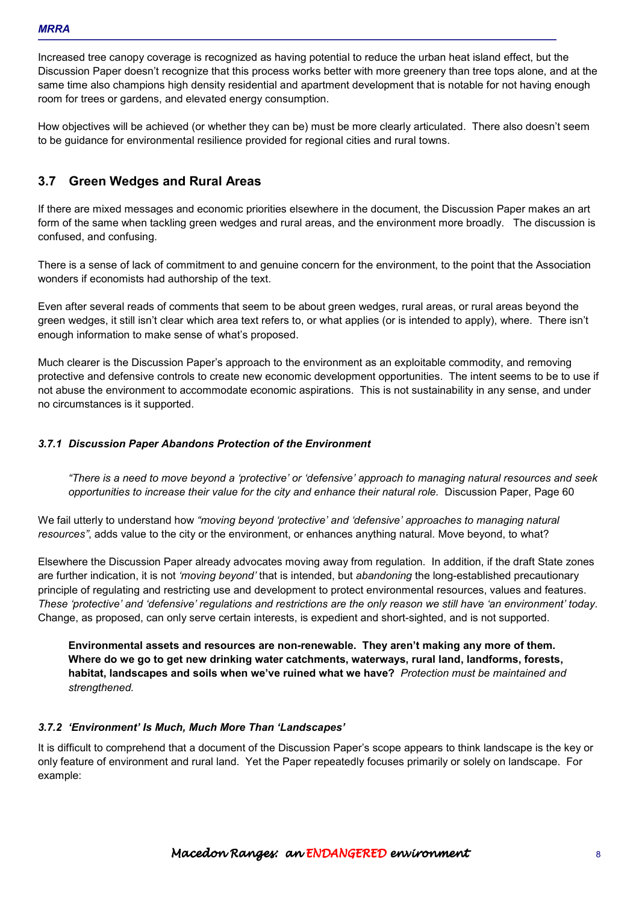Increased tree canopy coverage is recognized as having potential to reduce the urban heat island effect, but the Discussion Paper doesn't recognize that this process works better with more greenery than tree tops alone, and at the same time also champions high density residential and apartment development that is notable for not having enough room for trees or gardens, and elevated energy consumption.

How objectives will be achieved (or whether they can be) must be more clearly articulated. There also doesn't seem to be guidance for environmental resilience provided for regional cities and rural towns.

## 3.7 Green Wedges and Rural Areas

If there are mixed messages and economic priorities elsewhere in the document, the Discussion Paper makes an art form of the same when tackling green wedges and rural areas, and the environment more broadly. The discussion is confused, and confusing.

There is a sense of lack of commitment to and genuine concern for the environment, to the point that the Association wonders if economists had authorship of the text.

Even after several reads of comments that seem to be about green wedges, rural areas, or rural areas beyond the green wedges, it still isn't clear which area text refers to, or what applies (or is intended to apply), where. There isn't enough information to make sense of what's proposed.

Much clearer is the Discussion Paper's approach to the environment as an exploitable commodity, and removing protective and defensive controls to create new economic development opportunities. The intent seems to be to use if not abuse the environment to accommodate economic aspirations. This is not sustainability in any sense, and under no circumstances is it supported.

### *3.7.1 Discussion Paper Abandons Protection of the Environment*

> *"There is a need to move beyond a 'protective' or 'defensive' approach to managing natural resources and seek opportunities to increase their value for the city and enhance their natural role.* Discussion Paper, Page 60

We fail utterly to understand how *"moving beyond 'protective' and 'defensive' approaches to managing natural resources"*, adds value to the city or the environment, or enhances anything natural. Move beyond, to what?

Elsewhere the Discussion Paper already advocates moving away from regulation. In addition, if the draft State zones are further indication, it is not *'moving beyond'* that is intended, but *abandoning* the long-established precautionary principle of regulating and restricting use and development to protect environmental resources, values and features. *These 'protective' and 'defensive' regulations and restrictions are the only reason we still have 'an environment' today.* Change, as proposed, can only serve certain interests, is expedient and short-sighted, and is not supported.

> **Environmental assets and resources are non-renewable. They aren't making any more of them. Where do we go to get new drinking water catchments, waterways, rural land, landforms, forests, habitat, landscapes and soils when we've ruined what we have?** *Protection must be maintained and strengthened.*

### *3.7.2 'Environment' Is Much, Much More Than 'Landscapes'*

It is difficult to comprehend that a document of the Discussion Paper's scope appears to think landscape is the key or only feature of environment and rural land. Yet the Paper repeatedly focuses primarily or solely on landscape. For example: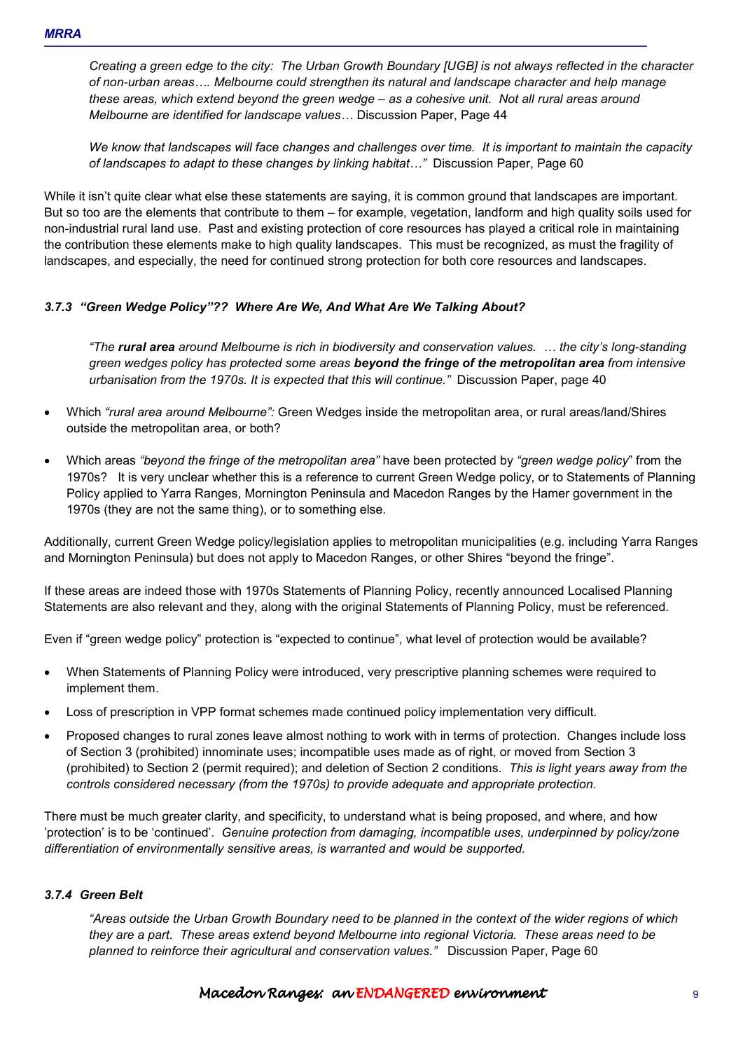*Creating a green edge to the city: The Urban Growth Boundary [UGB] is not always reflected in the character of non-urban areas…. Melbourne could strengthen its natural and landscape character and help manage these areas, which extend beyond the green wedge – as a cohesive unit. Not all rural areas around Melbourne are identified for landscape values…* Discussion Paper, Page 44

*We know that landscapes will face changes and challenges over time. It is important to maintain the capacity of landscapes to adapt to these changes by linking habitat…"* Discussion Paper, Page 60

While it isn't quite clear what else these statements are saying, it is common ground that landscapes are important. But so too are the elements that contribute to them – for example, vegetation, landform and high quality soils used for non-industrial rural land use. Past and existing protection of core resources has played a critical role in maintaining the contribution these elements make to high quality landscapes. This must be recognized, as must the fragility of landscapes, and especially, the need for continued strong protection for both core resources and landscapes.

### *3.7.3 "Green Wedge Policy"?? Where Are We, And What Are We Talking About?*

*"The **rural area** around Melbourne is rich in biodiversity and conservation values. … the city's long-standing green wedges policy has protected some areas **beyond the fringe of the metropolitan area** from intensive urbanisation from the 1970s. It is expected that this will continue."* Discussion Paper, page 40

- Which *"rural area around Melbourne":* Green Wedges inside the metropolitan area, or rural areas/land/Shires outside the metropolitan area, or both?
- Which areas *"beyond the fringe of the metropolitan area"* have been protected by *"green wedge policy*" from the 1970s? It is very unclear whether this is a reference to current Green Wedge policy, or to Statements of Planning Policy applied to Yarra Ranges, Mornington Peninsula and Macedon Ranges by the Hamer government in the 1970s (they are not the same thing), or to something else.

Additionally, current Green Wedge policy/legislation applies to metropolitan municipalities (e.g. including Yarra Ranges and Mornington Peninsula) but does not apply to Macedon Ranges, or other Shires "beyond the fringe".

If these areas are indeed those with 1970s Statements of Planning Policy, recently announced Localised Planning Statements are also relevant and they, along with the original Statements of Planning Policy, must be referenced.

Even if "green wedge policy" protection is "expected to continue", what level of protection would be available?

- When Statements of Planning Policy were introduced, very prescriptive planning schemes were required to implement them.
- Loss of prescription in VPP format schemes made continued policy implementation very difficult.
- Proposed changes to rural zones leave almost nothing to work with in terms of protection. Changes include loss of Section 3 (prohibited) innominate uses; incompatible uses made as of right, or moved from Section 3 (prohibited) to Section 2 (permit required); and deletion of Section 2 conditions. *This is light years away from the controls considered necessary (from the 1970s) to provide adequate and appropriate protection.*

There must be much greater clarity, and specificity, to understand what is being proposed, and where, and how 'protection' is to be 'continued'. *Genuine protection from damaging, incompatible uses, underpinned by policy/zone differentiation of environmentally sensitive areas, is warranted and would be supported.*

### *3.7.4 Green Belt*

*"Areas outside the Urban Growth Boundary need to be planned in the context of the wider regions of which they are a part. These areas extend beyond Melbourne into regional Victoria. These areas need to be planned to reinforce their agricultural and conservation values."* Discussion Paper, Page 60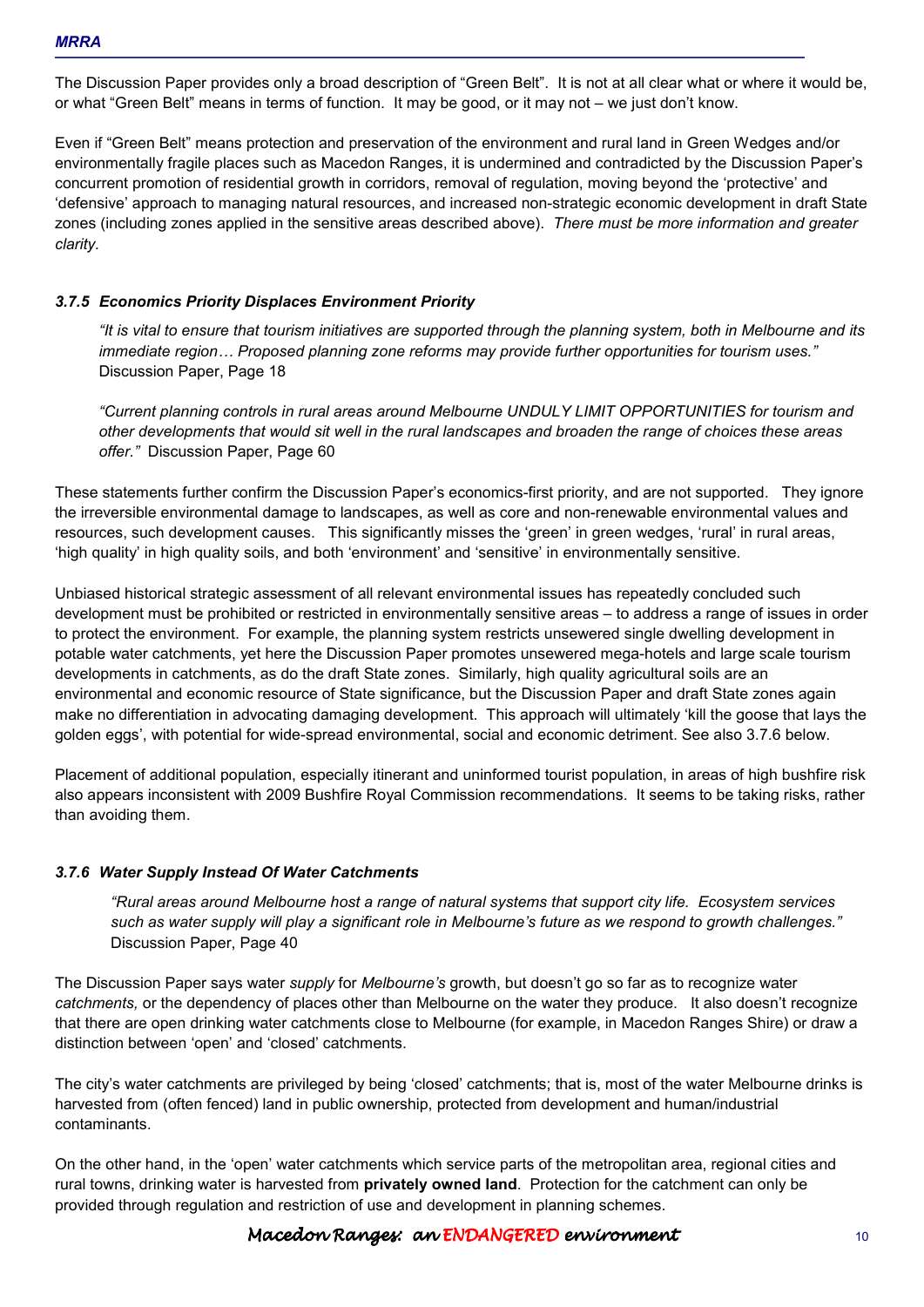The Discussion Paper provides only a broad description of "Green Belt". It is not at all clear what or where it would be, or what "Green Belt" means in terms of function. It may be good, or it may not – we just don't know.

Even if "Green Belt" means protection and preservation of the environment and rural land in Green Wedges and/or environmentally fragile places such as Macedon Ranges, it is undermined and contradicted by the Discussion Paper's concurrent promotion of residential growth in corridors, removal of regulation, moving beyond the 'protective' and 'defensive' approach to managing natural resources, and increased non-strategic economic development in draft State zones (including zones applied in the sensitive areas described above). *There must be more information and greater clarity.*

### *3.7.5 Economics Priority Displaces Environment Priority*

> *"It is vital to ensure that tourism initiatives are supported through the planning system, both in Melbourne and its immediate region… Proposed planning zone reforms may provide further opportunities for tourism uses."* Discussion Paper, Page 18

> *"Current planning controls in rural areas around Melbourne UNDULY LIMIT OPPORTUNITIES for tourism and other developments that would sit well in the rural landscapes and broaden the range of choices these areas offer."* Discussion Paper, Page 60

These statements further confirm the Discussion Paper's economics-first priority, and are not supported. They ignore the irreversible environmental damage to landscapes, as well as core and non-renewable environmental values and resources, such development causes. This significantly misses the 'green' in green wedges, 'rural' in rural areas, 'high quality' in high quality soils, and both 'environment' and 'sensitive' in environmentally sensitive.

Unbiased historical strategic assessment of all relevant environmental issues has repeatedly concluded such development must be prohibited or restricted in environmentally sensitive areas – to address a range of issues in order to protect the environment. For example, the planning system restricts unsewered single dwelling development in potable water catchments, yet here the Discussion Paper promotes unsewered mega-hotels and large scale tourism developments in catchments, as do the draft State zones. Similarly, high quality agricultural soils are an environmental and economic resource of State significance, but the Discussion Paper and draft State zones again make no differentiation in advocating damaging development. This approach will ultimately 'kill the goose that lays the golden eggs', with potential for wide-spread environmental, social and economic detriment. See also 3.7.6 below.

Placement of additional population, especially itinerant and uninformed tourist population, in areas of high bushfire risk also appears inconsistent with 2009 Bushfire Royal Commission recommendations. It seems to be taking risks, rather than avoiding them.

### *3.7.6 Water Supply Instead Of Water Catchments*

> *"Rural areas around Melbourne host a range of natural systems that support city life. Ecosystem services such as water supply will play a significant role in Melbourne's future as we respond to growth challenges."* Discussion Paper, Page 40

The Discussion Paper says water *supply* for *Melbourne's* growth, but doesn't go so far as to recognize water *catchments,* or the dependency of places other than Melbourne on the water they produce. It also doesn't recognize that there are open drinking water catchments close to Melbourne (for example, in Macedon Ranges Shire) or draw a distinction between 'open' and 'closed' catchments.

The city's water catchments are privileged by being 'closed' catchments; that is, most of the water Melbourne drinks is harvested from (often fenced) land in public ownership, protected from development and human/industrial contaminants.

On the other hand, in the 'open' water catchments which service parts of the metropolitan area, regional cities and rural towns, drinking water is harvested from **privately owned land**. Protection for the catchment can only be provided through regulation and restriction of use and development in planning schemes.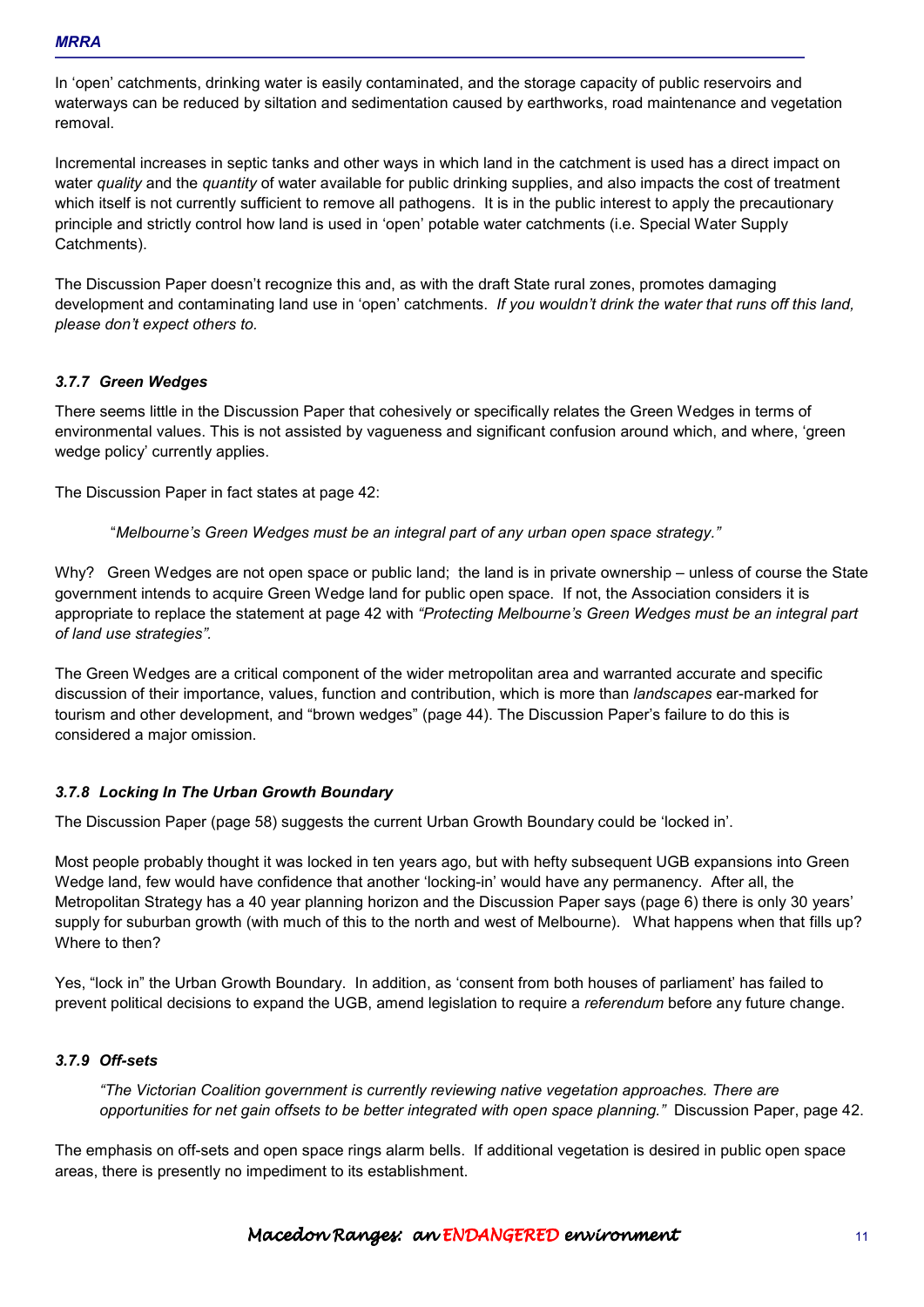In 'open' catchments, drinking water is easily contaminated, and the storage capacity of public reservoirs and waterways can be reduced by siltation and sedimentation caused by earthworks, road maintenance and vegetation removal.

Incremental increases in septic tanks and other ways in which land in the catchment is used has a direct impact on water *quality* and the *quantity* of water available for public drinking supplies, and also impacts the cost of treatment which itself is not currently sufficient to remove all pathogens. It is in the public interest to apply the precautionary principle and strictly control how land is used in 'open' potable water catchments (i.e. Special Water Supply Catchments).

The Discussion Paper doesn't recognize this and, as with the draft State rural zones, promotes damaging development and contaminating land use in 'open' catchments. *If you wouldn't drink the water that runs off this land, please don't expect others to.*

### *3.7.7 Green Wedges*

There seems little in the Discussion Paper that cohesively or specifically relates the Green Wedges in terms of environmental values. This is not assisted by vagueness and significant confusion around which, and where, 'green wedge policy' currently applies.

The Discussion Paper in fact states at page 42:

> "*Melbourne's Green Wedges must be an integral part of any urban open space strategy."*

Why? Green Wedges are not open space or public land; the land is in private ownership – unless of course the State government intends to acquire Green Wedge land for public open space. If not, the Association considers it is appropriate to replace the statement at page 42 with *"Protecting Melbourne's Green Wedges must be an integral part of land use strategies".*

The Green Wedges are a critical component of the wider metropolitan area and warranted accurate and specific discussion of their importance, values, function and contribution, which is more than *landscapes* ear-marked for tourism and other development, and "brown wedges" (page 44). The Discussion Paper's failure to do this is considered a major omission.

### *3.7.8 Locking In The Urban Growth Boundary*

The Discussion Paper (page 58) suggests the current Urban Growth Boundary could be 'locked in'.

Most people probably thought it was locked in ten years ago, but with hefty subsequent UGB expansions into Green Wedge land, few would have confidence that another 'locking-in' would have any permanency. After all, the Metropolitan Strategy has a 40 year planning horizon and the Discussion Paper says (page 6) there is only 30 years' supply for suburban growth (with much of this to the north and west of Melbourne). What happens when that fills up? Where to then?

Yes, "lock in" the Urban Growth Boundary. In addition, as 'consent from both houses of parliament' has failed to prevent political decisions to expand the UGB, amend legislation to require a *referendum* before any future change.

### *3.7.9 Off-sets*

> *"The Victorian Coalition government is currently reviewing native vegetation approaches. There are opportunities for net gain offsets to be better integrated with open space planning."* Discussion Paper, page 42.

The emphasis on off-sets and open space rings alarm bells. If additional vegetation is desired in public open space areas, there is presently no impediment to its establishment.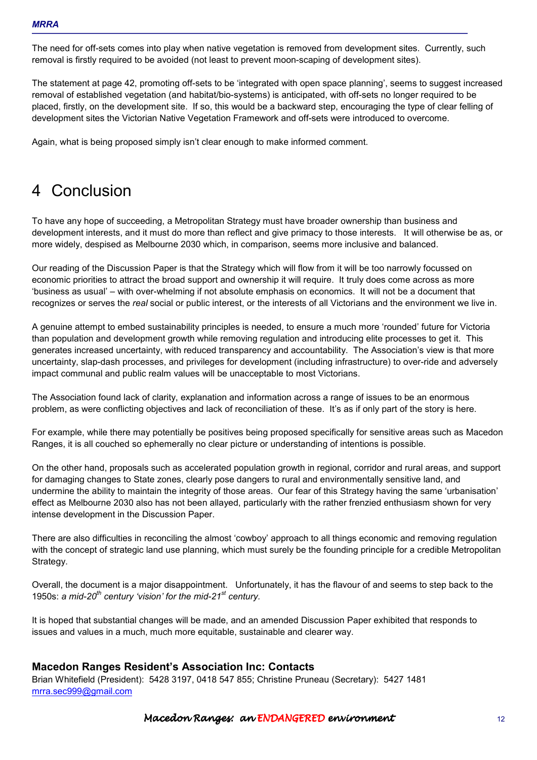The need for off-sets comes into play when native vegetation is removed from development sites. Currently, such removal is firstly required to be avoided (not least to prevent moon-scaping of development sites).

The statement at page 42, promoting off-sets to be 'integrated with open space planning', seems to suggest increased removal of established vegetation (and habitat/bio-systems) is anticipated, with off-sets no longer required to be placed, firstly, on the development site. If so, this would be a backward step, encouraging the type of clear felling of development sites the Victorian Native Vegetation Framework and off-sets were introduced to overcome.

Again, what is being proposed simply isn't clear enough to make informed comment.

# 4 Conclusion

To have any hope of succeeding, a Metropolitan Strategy must have broader ownership than business and development interests, and it must do more than reflect and give primacy to those interests. It will otherwise be as, or more widely, despised as Melbourne 2030 which, in comparison, seems more inclusive and balanced.

Our reading of the Discussion Paper is that the Strategy which will flow from it will be too narrowly focussed on economic priorities to attract the broad support and ownership it will require. It truly does come across as more 'business as usual' – with over-whelming if not absolute emphasis on economics. It will not be a document that recognizes or serves the *real* social or public interest, or the interests of all Victorians and the environment we live in.

A genuine attempt to embed sustainability principles is needed, to ensure a much more 'rounded' future for Victoria than population and development growth while removing regulation and introducing elite processes to get it. This generates increased uncertainty, with reduced transparency and accountability. The Association's view is that more uncertainty, slap-dash processes, and privileges for development (including infrastructure) to over-ride and adversely impact communal and public realm values will be unacceptable to most Victorians.

The Association found lack of clarity, explanation and information across a range of issues to be an enormous problem, as were conflicting objectives and lack of reconciliation of these. It's as if only part of the story is here.

For example, while there may potentially be positives being proposed specifically for sensitive areas such as Macedon Ranges, it is all couched so ephemerally no clear picture or understanding of intentions is possible.

On the other hand, proposals such as accelerated population growth in regional, corridor and rural areas, and support for damaging changes to State zones, clearly pose dangers to rural and environmentally sensitive land, and undermine the ability to maintain the integrity of those areas. Our fear of this Strategy having the same 'urbanisation' effect as Melbourne 2030 also has not been allayed, particularly with the rather frenzied enthusiasm shown for very intense development in the Discussion Paper.

There are also difficulties in reconciling the almost 'cowboy' approach to all things economic and removing regulation with the concept of strategic land use planning, which must surely be the founding principle for a credible Metropolitan Strategy.

Overall, the document is a major disappointment. Unfortunately, it has the flavour of and seems to step back to the 1950s: *a mid-20th century 'vision' for the mid-21st century.*

It is hoped that substantial changes will be made, and an amended Discussion Paper exhibited that responds to issues and values in a much, much more equitable, sustainable and clearer way.

### Macedon Ranges Resident's Association Inc: Contacts

Brian Whitefield (President): 5428 3197, 0418 547 855; Christine Pruneau (Secretary): 5427 1481
mrra.sec999@gmail.com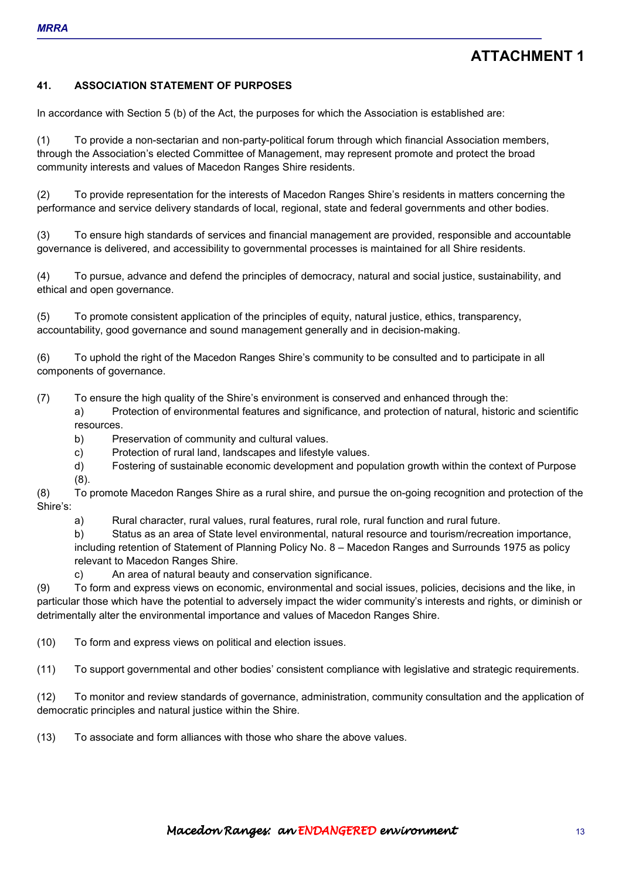# ATTACHMENT 1

## 41. ASSOCIATION STATEMENT OF PURPOSES

In accordance with Section 5 (b) of the Act, the purposes for which the Association is established are:

(1) To provide a non-sectarian and non-party-political forum through which financial Association members, through the Association's elected Committee of Management, may represent promote and protect the broad community interests and values of Macedon Ranges Shire residents.

(2) To provide representation for the interests of Macedon Ranges Shire's residents in matters concerning the performance and service delivery standards of local, regional, state and federal governments and other bodies.

(3) To ensure high standards of services and financial management are provided, responsible and accountable governance is delivered, and accessibility to governmental processes is maintained for all Shire residents.

(4) To pursue, advance and defend the principles of democracy, natural and social justice, sustainability, and ethical and open governance.

(5) To promote consistent application of the principles of equity, natural justice, ethics, transparency, accountability, good governance and sound management generally and in decision-making.

(6) To uphold the right of the Macedon Ranges Shire's community to be consulted and to participate in all components of governance.

(7) To ensure the high quality of the Shire's environment is conserved and enhanced through the:

- a) Protection of environmental features and significance, and protection of natural, historic and scientific resources.
- b) Preservation of community and cultural values.
- c) Protection of rural land, landscapes and lifestyle values.
- d) Fostering of sustainable economic development and population growth within the context of Purpose (8).

(8) To promote Macedon Ranges Shire as a rural shire, and pursue the on-going recognition and protection of the Shire's:

- a) Rural character, rural values, rural features, rural role, rural function and rural future.
- b) Status as an area of State level environmental, natural resource and tourism/recreation importance, including retention of Statement of Planning Policy No. 8 – Macedon Ranges and Surrounds 1975 as policy relevant to Macedon Ranges Shire.
- c) An area of natural beauty and conservation significance.

(9) To form and express views on economic, environmental and social issues, policies, decisions and the like, in particular those which have the potential to adversely impact the wider community's interests and rights, or diminish or detrimentally alter the environmental importance and values of Macedon Ranges Shire.

(10) To form and express views on political and election issues.

(11) To support governmental and other bodies' consistent compliance with legislative and strategic requirements.

(12) To monitor and review standards of governance, administration, community consultation and the application of democratic principles and natural justice within the Shire.

(13) To associate and form alliances with those who share the above values.